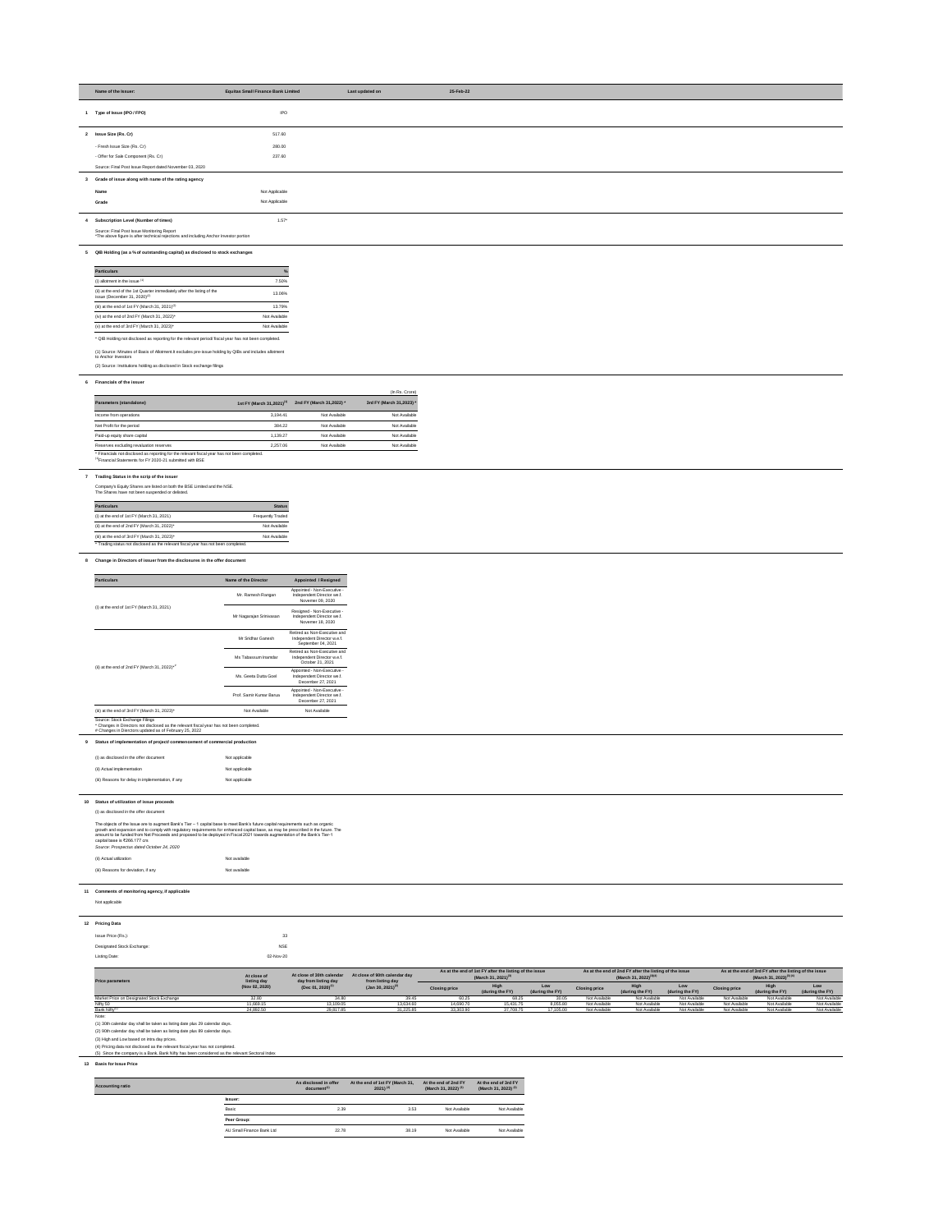| Name of the Issuer: | Equitas Small Finance Bank Limited | Last updated on | 25-Feb-22 |
|---|---|---|---|

**1 Type of Issue (IPO / FPO)** IPO

**2 Issue Size (Rs. Cr)** 517.60

- Fresh Issue Size (Rs. Cr) 280.00
- Offer for Sale Component (Rs. Cr) 237.60

Source: Final Post Issue Report dated November 03, 2020

**3 Grade of issue along with name of the rating agency**

| | |
|---|---|
| Name | Not Applicable |
| Grade | Not Applicable |

**4 Subscription Level (Number of times)** 1.57*

Source: Final Post Issue Monitoring Report
*The above figure is after technical rejections and including Anchor Investor portion

**5 QIB Holding (as a % of outstanding capital) as disclosed to stock exchanges**

| Particulars | % |
|---|---|
| (i) allotment in the issue [1] | 7.50% |
| (ii) at the end of the 1st Quarter immediately after the listing of the issue (December 31, 2020)[2] | 13.06% |
| (iii) at the end of 1st FY (March 31, 2021)[2] | 13.79% |
| (iv) at the end of 2nd FY (March 31, 2022)* | Not Available |
| (v) at the end of 3rd FY (March 31, 2023)* | Not Available |

* QIB Holding not disclosed as reporting for the relevant period/ fiscal year has not been completed.

(1) Source: Minutes of Basis of Allotment.It excludes pre-issue holding by QIBs and includes allotment to Anchor Investors

(2) Source: Institutions holding as disclosed in Stock exchange filings

**6 Financials of the issuer**

(In Rs. Crore)

| Parameters (standalone) | 1st FY (March 31,2021)[1] | 2nd FY (March 31,2022) * | 3rd FY (March 31,2023) * |
|---|---|---|---|
| Income from operations | 3,194.41 | Not Available | Not Available |
| Net Profit for the period | 384.22 | Not Available | Not Available |
| Paid-up equity share capital | 1,139.27 | Not Available | Not Available |
| Reserves excluding revaluation reserves | 2,257.06 | Not Available | Not Available |

* Financials not disclosed as reporting for the relevant fiscal year has not been completed.
[1]Financial Statements for FY 2020-21 submitted with BSE

**7 Trading Status in the scrip of the issuer**

Company's Equity Shares are listed on both the BSE Limited and the NSE.
The Shares have not been suspended or delisted.

| Particulars | Status |
|---|---|
| (i) at the end of 1st FY (March 31, 2021) | Frequently Traded |
| (ii) at the end of 2nd FY (March 31, 2022)* | Not Available |
| (iii) at the end of 3rd FY (March 31, 2023)* | Not Available |

* Trading status not disclosed as the relevant fiscal year has not been completed.

**8 Change in Directors of issuer from the disclosures in the offer document**

| Particulars | Name of the Director | Appointed / Resigned |
|---|---|---|
| (i) at the end of 1st FY (March 31, 2021) | Mr. Ramesh Rangan | Appointed - Non-Executive - Independent Director w.e.f. November 09, 2020 |
| | Mr Nagarajan Srinivasan | Resigned - Non-Executive - Independent Director w.e.f. November 18, 2020 |
| (ii) at the end of 2nd FY (March 31, 2022)*# | Mr Sridhar Ganesh | Retired as Non-Executive and Independent Director w.e.f. September 04, 2021 |
| | Ms Tabassum Inamdar | Retired as Non-Executive and Independent Director w.e.f. October 21, 2021 |
| | Ms. Geeta Dutta Goel | Appointed - Non-Executive - Independent Director w.e.f. December 27, 2021 |
| | Prof. Samir Kumar Barua | Appointed - Non-Executive - Independent Director w.e.f. December 27, 2021 |
| (iii) at the end of 3rd FY (March 31, 2023)* | Not Available | Not Available |

Source: Stock Exchange Filings
* Changes in Directors not disclosed as the relevant fiscal year has not been completed.
# Changes in Directors updated as of February 25, 2022

**9 Status of implementation of project/ commencement of commercial production**

| | |
|---|---|
| (i) as disclosed in the offer document | Not applicable |
| (ii) Actual implementation | Not applicable |
| (iii) Reasons for delay in implementation, if any | Not applicable |

**10 Status of utilization of issue proceeds**

(i) as disclosed in the offer document

The objects of the Issue are to augment Bank's Tier – 1 capital base to meet Bank's future capital requirements such as organic growth and expansion and to comply with regulatory requirements for enhanced capital base, as may be prescribed in the future. The amount to be funded from Net Proceeds and proposed to be deployed in Fiscal 2021 towards augmentation of the Bank's Tier-1 capital base is ₹266.777 crs.
*Source: Prospectus dated October 24, 2020*

| | |
|---|---|
| (ii) Actual utilization | Not available |
| (iii) Reasons for deviation, if any | Not available |

**11 Comments of monitoring agency, if applicable**

Not applicable

**12 Pricing Data**

| | |
|---|---|
| Issue Price (Rs.): | 33 |
| Designated Stock Exchange: | NSE |
| Listing Date: | 02-Nov-20 |

| Price parameters | At close of listing day (Nov 02, 2020) | At close of 30th calendar day from listing day (Dec 01, 2020)[1] | At close of 90th calendar day from listing day (Jan 30, 2021)[2] | As at the end of 1st FY after the listing of the issue (March 31, 2021)[3] | | | As at the end of 2nd FY after the listing of the issue (March 31, 2022)[3][4] | | | As at the end of 3rd FY after the listing of the issue (March 31, 2023)[3][4] | | |
|---|---|---|---|---|---|---|---|---|---|---|---|---|
| | | | | Closing price | High (during the FY) | Low (during the FY) | Closing price | High (during the FY) | Low (during the FY) | Closing price | High (during the FY) | Low (during the FY) |
| Market Price on Designated Stock Exchange | 32.80 | 34.80 | 39.45 | 60.25 | 68.25 | 30.05 | Not Available | Not Available | Not Available | Not Available | Not Available | Not Available |
| Nifty 50 | 11,669.15 | 13,109.05 | 13,634.60 | 14,690.70 | 15,431.75 | 8,055.80 | Not Available | Not Available | Not Available | Not Available | Not Available | Not Available |
| Bank Nifty[5] | 24,892.50 | 29,817.85 | 31,225.85 | 33,303.90 | 37,708.75 | 17,105.00 | Not Available | Not Available | Not Available | Not Available | Not Available | Not Available |

Note:
(1) 30th calendar day shall be taken as listing date plus 29 calendar days.
(2) 90th calendar day shall be taken as listing date plus 89 calendar days.
(3) High and Low based on intra day prices.
(4) Pricing data not disclosed as the relevant fiscal year has not completed.
(5) Since the company is a Bank, Bank Nifty has been considered as the relevant Sectoral Index

**13 Basis for Issue Price**

| Accounting ratio | | As disclosed in offer document[1] | At the end of 1st FY (March 31, 2021)[2] | At the end of 2nd FY (March 31, 2022)[3] | At the end of 3rd FY (March 31, 2023)[3] |
|---|---|---|---|---|---|
| | Issuer: | | | | |
| | Basic | 2.39 | 3.53 | Not Available | Not Available |
| | Peer Group: | | | | |
| | AU Small Finance Bank Ltd | 22.78 | 38.19 | Not Available | Not Available |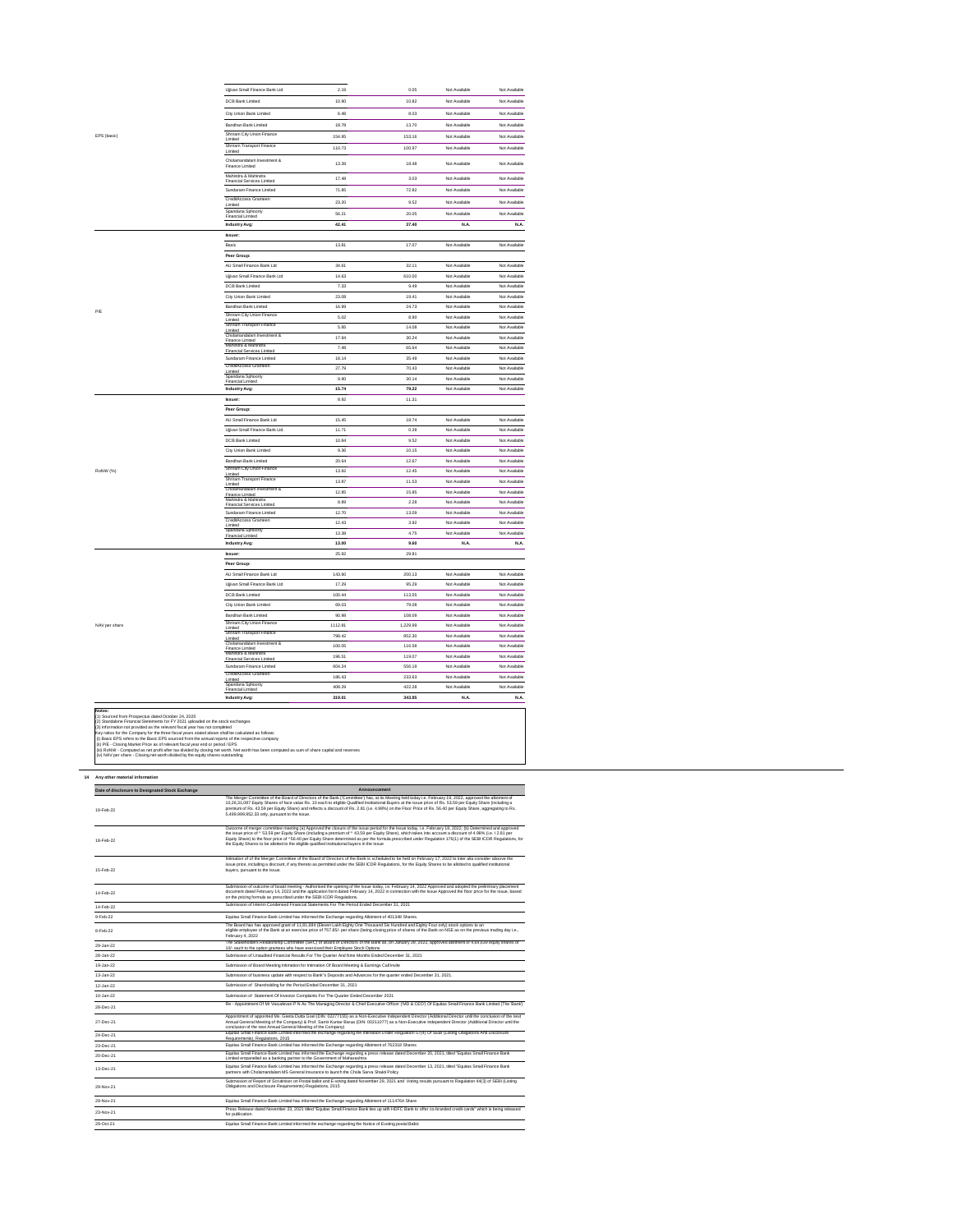| | | | | | |
|---|---|---|---|---|---|
| | Ujjivan Small Finance Bank Ltd | 2.19 | 0.05 | Not Available | Not Available |
| | DCB Bank Limited | 10.90 | 10.82 | Not Available | Not Available |
| | City Union Bank Limited | 6.48 | 8.03 | Not Available | Not Available |
| | Bandhan Bank Limited | 18.78 | 13.70 | Not Available | Not Available |
| EPS (basic) | Shriram City Union Finance Limited | 154.95 | 153.16 | Not Available | Not Available |
| | Shriram Transport Finance Limited | 110.73 | 100.97 | Not Available | Not Available |
| | Cholamandalam Investment & Finance Limited | 13.39 | 18.48 | Not Available | Not Available |
| | Mahindra & Mahindra Financial Services Limited | 17.48 | 3.03 | Not Available | Not Available |
| | Sundaram Finance Limited | 71.85 | 72.82 | Not Available | Not Available |
| | CreditAccess Grameen Limited | 23.20 | 9.52 | Not Available | Not Available |
| | Spandana Sphoorty Financial Limited | 56.21 | 20.05 | Not Available | Not Available |
| | **Industry Avg:** | **42.41** | **37.40** | **N.A.** | **N.A.** |
| P/E | **Issuer:** | | | | |
| | Basic | 13.81 | 17.07 | Not Available | Not Available |
| | **Peer Group:** | | | | |
| | AU Small Finance Bank Ltd | 34.61 | 32.11 | Not Available | Not Available |
| | Ujjivan Small Finance Bank Ltd | 14.63 | 610.00 | Not Available | Not Available |
| | DCB Bank Limited | 7.33 | 9.49 | Not Available | Not Available |
| | City Union Bank Limited | 23.08 | 19.41 | Not Available | Not Available |
| | Bandhan Bank Limited | 16.99 | 24.73 | Not Available | Not Available |
| | Shriram City Union Finance Limited | 5.02 | 8.90 | Not Available | Not Available |
| | Shriram Transport Finance Limited | 5.95 | 14.08 | Not Available | Not Available |
| | Cholamandalam Investment & Finance Limited | 17.94 | 30.24 | Not Available | Not Available |
| | Mahindra & Mahindra Financial Services Limited | 7.48 | 65.64 | Not Available | Not Available |
| | Sundaram Finance Limited | 18.14 | 35.49 | Not Available | Not Available |
| | CreditAccess Grameen Limited | 27.79 | 70.43 | Not Available | Not Available |
| | Spandana Sphoorty Financial Limited | 9.90 | 30.14 | Not Available | Not Available |
| | **Industry Avg:** | **15.74** | **79.22** | Not Available | Not Available |
| RoNW (%) | **Issuer:** | 8.92 | 11.31 | | |
| | **Peer Group:** | | | | |
| | AU Small Finance Bank Ltd | 15.45 | 18.74 | Not Available | Not Available |
| | Ujjivan Small Finance Bank Ltd | 11.71 | 0.28 | Not Available | Not Available |
| | DCB Bank Limited | 10.84 | 9.52 | Not Available | Not Available |
| | City Union Bank Limited | 9.36 | 10.15 | Not Available | Not Available |
| | Bandhan Bank Limited | 20.64 | 12.67 | Not Available | Not Available |
| | Shriram City Union Finance Limited | 13.92 | 12.45 | Not Available | Not Available |
| | Shriram Transport Finance Limited | 13.87 | 11.53 | Not Available | Not Available |
| | Cholamandalam Investment & Finance Limited | 12.85 | 15.85 | Not Available | Not Available |
| | Mahindra & Mahindra Financial Services Limited | 8.89 | 2.28 | Not Available | Not Available |
| | Sundaram Finance Limited | 12.70 | 13.09 | Not Available | Not Available |
| | CreditAccess Grameen Limited | 12.43 | 3.92 | Not Available | Not Available |
| | Spandana Sphoorty Financial Limited | 13.38 | 4.75 | Not Available | Not Available |
| | **Industry Avg:** | **13.00** | **9.60** | **N.A.** | **N.A.** |
| NAV per share | **Issuer:** | 25.92 | 29.81 | | |
| | **Peer Group:** | | | | |
| | AU Small Finance Bank Ltd | 143.60 | 200.13 | Not Available | Not Available |
| | Ujjivan Small Finance Bank Ltd | 17.29 | 95.29 | Not Available | Not Available |
| | DCB Bank Limited | 100.44 | 113.55 | Not Available | Not Available |
| | City Union Bank Limited | 69.03 | 79.08 | Not Available | Not Available |
| | Bandhan Bank Limited | 90.98 | 108.09 | Not Available | Not Available |
| | Shriram City Union Finance Limited | 1112.81 | 1,229.99 | Not Available | Not Available |
| | Shriram Transport Finance Limited | 798.42 | 852.30 | Not Available | Not Available |
| | Cholamandalam Investment & Finance Limited | 100.05 | 116.58 | Not Available | Not Available |
| | Mahindra & Mahindra Financial Services Limited | 196.51 | 119.07 | Not Available | Not Available |
| | Sundaram Finance Limited | 604.34 | 556.19 | Not Available | Not Available |
| | CreditAccess Grameen Limited | 186.43 | 233.63 | Not Available | Not Available |
| | Spandana Sphoorty Financial Limited | 408.29 | 422.28 | Not Available | Not Available |
| | **Industry Avg:** | **319.01** | **343.85** | **N.A.** | **N.A.** |

**Notes:**
(1) Sourced from Prospectus dated October 24, 2020
(2) Standalone Financial Statements for FY 2021 uploaded on the stock exchanges
(3) Information not provided as the relevant fiscal year has not completed
Key ratios for the Company for the three fiscal years stated above shall be calculated as follows:
(i) Basic EPS refers to the Basic EPS sourced from the annual reports of the respective company
(ii) P/E - Closing Market Price as of relevant fiscal year end or period / EPS
(iii) RoNW - Computed as net profit after tax divided by closing net worth. Net worth has been computed as sum of share capital and reserves
(iv) NAV per share - Closing net worth divided by the equity shares outstanding

## 14 Any other material information

| Date of disclosure to Designated Stock Exchange | Announcement |
|---|---|
| 19-Feb-22 | The Merger Committee of the Board of Directors of the Bank ('Committee') has, at its Meeting held today i.e. February 19, 2022, approved the allotment of 10,26,31,087 Equity Shares of face value Rs. 10 each to eligible Qualified Institutional Buyers at the issue price of Rs. 53.59 per Equity Share (including a premium of Rs. 43.59 per Equity Share) and reflects a discount of Rs. 2.81 (i.e. 4.98%) on the Floor Price of Rs. 56.40 per Equity Share, aggregating to Rs. 5,499,999,952.33 only, pursuant to the Issue. |
| 18-Feb-22 | Outcome of merger committee meeting (a) Approved the closure of the issue period for the Issue today, i.e. February 18, 2022; (b) Determined and approved the issue price of ₹ 53.59 per Equity Share (including a premium of ₹ 43.59 per Equity Share), which takes into account a discount of 4.98% (i.e. ₹ 2.81 per Equity Share) to the floor price of ₹56.40 per Equity Share determined as per the formula prescribed under Regulation 176(1) of the SEBI ICDR Regulations, for the Equity Shares to be allotted to the eligible qualified institutional buyers in the Issue |
| 15-Feb-22 | Intimation of of the Merger Committee of the Board of Directors of the Bank is scheduled to be held on February 17, 2022 to inter alia consider above the issue price, including a discount, if any thereto as permitted under the SEBI ICDR Regulations, for the Equity Shares to be allotted to qualified institutional buyers, pursuant to the Issue. |
| 14-Feb-22 | Submission of outcome of board meeting - Authorised the opening of the Issue today, i.e. February 14, 2022 Approved and adopted the preliminary placement document dated February 14, 2022 and the application form dated February 14, 2022 in connection with the Issue Approved the floor price for the Issue, based on the pricing formula as prescribed under the SEBI ICDR Regulations |
| 14-Feb-22 | Submission of Interim Condensed Financial Statements For The Period Ended December 31, 2021 |
| 9-Feb-22 | Equitas Small Finance Bank Limited has informed the Exchange regarding Allotment of 401348 Shares. |
| 8-Feb-22 | The Board has has approved grant of 11,81,684 (Eleven Lakh Eighty One Thousand Six Hundred and Eighty Four only) stock options to an eligible employee of the Bank at an exercise price of 57.85/- per share (being closing price of shares of the Bank on NSE as on the previous trading day i.e., February 4, 2022 |
| 29-Jan-22 | The Stakeholders Relationship Committee (SRC) of Board of Directors of the Bank at, on January 29, 2022, approved allotment of 4,99,639 equity shares of 10/- each to the option grantees who have exercised their Employee Stock Options |
| 28-Jan-22 | Submission of Unaudited Financial Results For The Quarter And Nine Months Ended December 31, 2021 |
| 19-Jan-22 | Submission of Board Meeting Intimation for Intimation Of Board Meeting & Earnings Call Invite |
| 13-Jan-22 | Submission of business update with respect to Bank''s Deposits and Advances for the quarter ended December 31, 2021. |
| 12-Jan-22 | Submission of Shareholding for the Period Ended December 31, 2021 |
| 10-Jan-22 | Submission of Statement Of Investor Complaints For The Quarter Ended December 2021 |
| 28-Dec-21 | Re - Appointment Of Mr Vasudevan P N As The Managing Director & Chief Executive Officer' (MD & CEO') Of Equitas Small Finance Bank Limited ('The Bank') |
| 27-Dec-21 | Appointment of appointed Ms. Geeta Dutta Goel (DIN: 02277155) as a Non-Executive Independent Director (Additional Director until the conclusion of the next Annual General Meeting of the Company) & Prof. Samir Kumar Barua (DIN: 00211077) as a Non-Executive Independent Director (Additional Director until the conclusion of the next Annual General Meeting of the Company) |
| 24-Dec-21 | Equitas Small Finance Bank Limited has informed the Exchange regarding the Intimation Under Regulation 0 (4) Of Sebi (Listing Obligations And Disclosure Requirements), Regulations, 2015 |
| 23-Dec-21 | Equitas Small Finance Bank Limited has informed the Exchange regarding Allotment of 762318 Shares |
| 20-Dec-21 | Equitas Small Finance Bank Limited has informed the Exchange regarding a press release dated December 20, 2021, titled "Equitas Small Finance Bank Limited empanelled as a banking partner to the Government of Maharashtra |
| 13-Dec-21 | Equitas Small Finance Bank Limited has informed the Exchange regarding a press release dated December 13, 2021, titled "Equitas Small Finance Bank partners with Cholamandalam MS General Insurance to launch the Chola Sarva Shakti Policy |
| 29-Nov-21 | Submission of Report of Scrutinizer on Postal ballot and E-voting dated November 29, 2021 and Voting results pursuant to Regulation 44(3) of SEBI (Listing Obligations and Disclosure Requirements) Regulations, 2015 |
| 29-Nov-21 | Equitas Small Finance Bank Limited has informed the Exchange regarding Allotment of 1114764 Share |
| 23-Nov-21 | Press Release dated November 23, 2021 titled "Equitas Small Finance Bank ties up with HDFC Bank to offer co-branded credit cards" which is being released for publication. |
| 29-Oct-21 | Equitas Small Finance Bank Limited informed the exchange regarding the Notice of Evoting postal Ballot |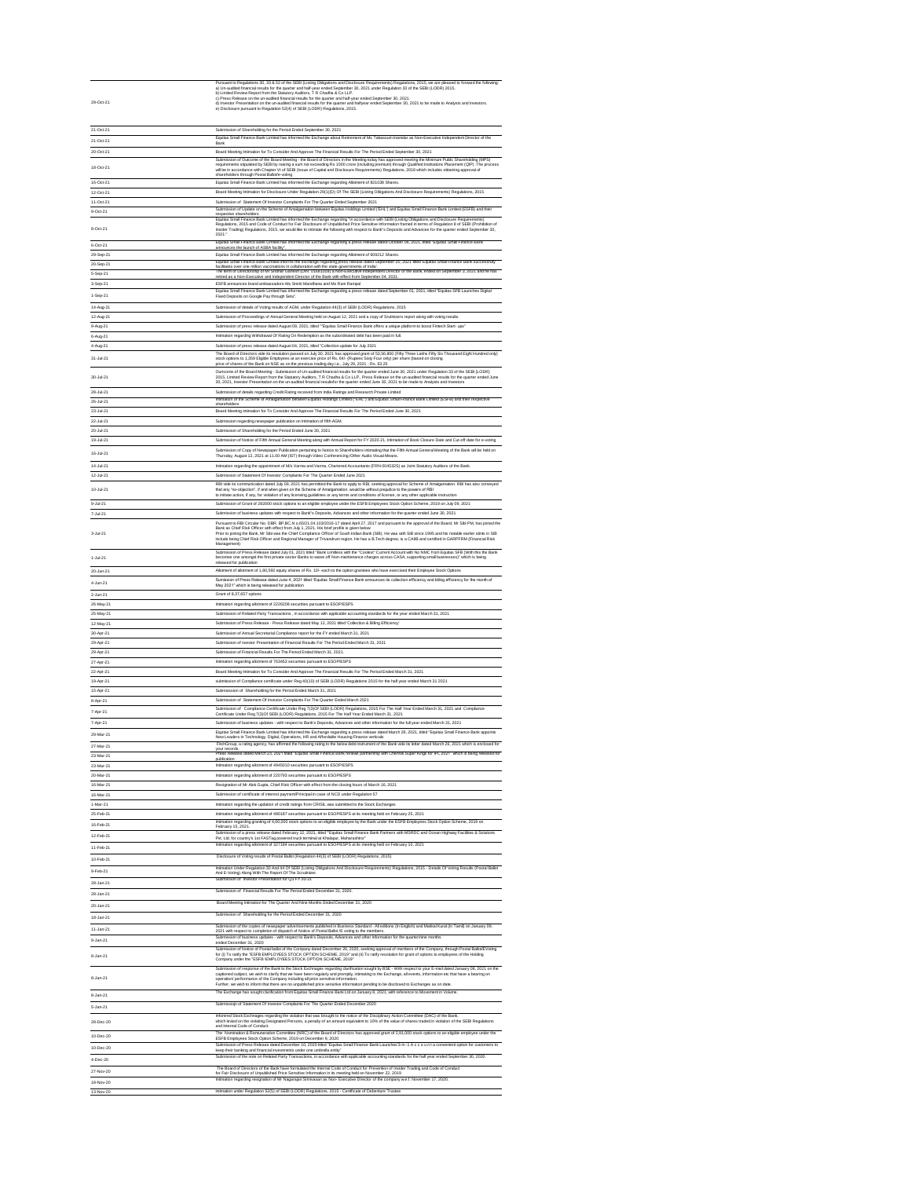| | |
|---|---|
| 29-Oct-21 | Pursuant to Regulations 30, 33 & 52 of the SEBI (Listing Obligations and Disclosure Requirements) Regulations, 2015, we are pleased to forward the following: a) un-audited financial results for the quarter and half-year ended September 30, 2021 under Regulation 33 of the SEBI (LODR) 2015. b) Limited Review Report from the Statutory Auditors, T R Chadha & Co LLP. c) Press Release on the un-audited financial results for the quarter and half-year ended September 30, 2021. d) Investor Presentation on the un-audited financial results for the quarter and halfyear ended September 30, 2021 to be made to Analysts and Investors. e) Disclosure pursuant to Regulation 52(4) of SEBI (LODR) Regulations, 2015. |
| 21-Oct-21 | Submission of Shareholding for the Period Ended September 30, 2021 |
| 21-Oct-21 | Equitas Small Finance Bank Limited has informed the Exchange about Retirement of Ms Tabassum Inamdar as Non-Executive Independent Director of the Bank |
| 20-Oct-21 | Board Meeting Intimation for To Consider And Approve The Financial Results For The Period Ended September 30, 2021 |
| 18-Oct-21 | Submission of Outcome of the Board Meeting - the Board of Directors in the Meeting today has approved meeting the Minimum Public Shareholding (MPS) requirements stipulated by SEBI by raising a sum not exceeding Rs 1000 crore (including premium) through Qualified Institutions Placement (QIP). The process will be in accordance with Chapter VI of SEBI (Issue of Capital and Disclosure Requirements) Regulations, 2018 which includes obtaining approval of shareholders through Postal Ballot/e-voting |
| 16-Oct-21 | Equitas Small Finance Bank Limited has informed the Exchange regarding Allotment of 821038 Shares. |
| 12-Oct-21 | Board Meeting Intimation for Disclosure Under Regulation 29(1)(D) Of The SEBI (Listing Obligations And Disclosure Requirements) Regulations, 2015 |
| 11-Oct-21 | Submission of Statement Of Investor Complaints For The Quarter Ended September 2021 |
| 9-Oct-21 | Submission of Update on the Scheme of Amalgamation between Equitas Holdings Limited ('EHL') and Equitas Small Finance Bank Limited (ESFB) and their respective shareholders. |
| 8-Oct-21 | Equitas Small Finance Bank Limited has informed the Exchange regarding "In accordance with SEBI (Listing Obligations and Disclosure Requirements) Regulations, 2015 and Code of Conduct for Fair Disclosure of Unpublished Price Sensitive Information framed in terms of Regulation 8 of SEBI (Prohibition of Insider Trading) Regulations, 2015, we would like to intimate the following with respect to Bank's Deposits and Advances for the quarter ended September 30, 2021:" |
| 6-Oct-21 | Equitas Small Finance Bank Limited has informed the Exchange regarding a press release dated October 06, 2021, titled "Equitas Small Finance Bank announces the launch of ASBA facility". |
| 29-Sep-21 | Equitas Small Finance Bank Limited has informed the Exchange regarding Allotment of 609212 Shares. |
| 20-Sep-21 | Equitas Small Finance Bank Limited informs the exchange regarding press release dated September 20, 2021 titled Equitas Small Finance Bank successfully facilitates over one million vaccinations in collaboration with the state governments of India'. |
| 5-Sep-21 | The term of Directorship of Mr Srinivas Gunnam (DIN: 01661058) a Non-Executive Independent Director of the Bank, ended on September 3, 2021 and he has retired as a Non-Executive and Independent Director of the Bank with effect from September 04, 2021. |
| 3-Sep-21 | ESFB announces brand ambassadors-Ms Smriti Mandhana and Ms Rani Rampal |
| 1-Sep-21 | Equitas Small Finance Bank Limited has informed the Exchange regarding a press release dated September 01, 2021, titled "Equitas SFB Launches Digital Fixed Deposits on Google Pay through Setu". |
| 14-Aug-21 | Submission of details of Voting results of AGM, under Regulation 44(3) of SEBI (LODR) Regulations, 2015 |
| 12-Aug-21 | Submission of Proceedings of Annual General Meeting held on August 12, 2021 and a copy of Scrutinizers report along with voting results |
| 9-Aug-21 | Submission of press release dated August 09, 2021, titled ""Equitas Small Finance Bank offers a unique platform to boost Fintech Start- ups" |
| 6-Aug-21 | Intimation regarding Withdrawal Of Rating On Redemption as the subordinated debt has been paid in full. |
| 4-Aug-21 | Submission of press release dated August 04, 2021, titled "Collection update for July 2021 |
| 31-Jul-21 | The Board of Directors vide its resolution passed on July 30, 2021 has approved grant of 53,56,800 (Fifty Three Lakhs Fifty Six Thousand Eight Hundred only) stock options to 1,359 Eligible Employees at an exercise price of Rs. 64/- (Rupees Sixty Four only) per share (based on closing price of shares of the Bank on NSE as on the previous trading day i.e., July 29, 2021 - Rs. 63.25 |
| 30-Jul-21 | Outcome of the Board Meeting - Submission of Un-audited financial results for the quarter ended June 30, 2021 under Regulation 33 of the SEBI (LODR) 2015; Limited Review Report from the Statutory Auditors, T R Chadha & Co LLP., Press Release on the un-audited financial results for the quarter ended June 30, 2021, Investor Presentation on the un-audited financial resultsfor the quarter ended June 30, 2021 to be made to Analysts and Investors |
| 28-Jul-21 | Submission of details regarding Credit Rating received from India Ratings and Research Private Limited |
| 26-Jul-21 | Intimation of the Scheme of Amalgamation between Equitas Holdings Limited ('EHL') and Equitas Small Finance Bank Limited (ESFB) and their respective shareholders |
| 23-Jul-21 | Board Meeting Intimation for To Consider And Approve The Financial Results For The Period Ended June 30, 2021 |
| 22-Jul-21 | Submission regarding newspaper publication on Intimation of fifth AGM. |
| 20-Jul-21 | Submission of Shareholding for the Period Ended June 30, 2021 |
| 19-Jul-21 | Submission of Notice of Fifth Annual General Meeting along with Annual Report for FY 2020-21, Intimation of Book Closure Date and Cut-off date for e-voting |
| 16-Jul-21 | Submission of Copy of Newspaper Publication pertaining to Notice to Shareholders intimating that the Fifth Annual General Meeting of the Bank will be held on Thursday, August 12, 2021 at 11.00 AM (IST) through Video Conferencing /Other Audio Visual Means. |
| 14-Jul-21 | Intimation regarding the appointment of M/s Varma and Varma, Chartered Accountants (FRN 004532S) as Joint Statutory Auditors of the Bank. |
| 12-Jul-21 | Submission of Statement Of Investor Complaints For The Quarter Ended June 2021 |
| 10-Jul-21 | RBI vide its communication dated July 09, 2021 has permitted the Bank to apply to RBI, seeking approval for Scheme of Amalgamation. RBI has also conveyed that any "no-objection", if and when given on the Scheme of Amalgamation, would be without prejudice to the powers of RBI to initiate action, if any, for violation of any licensing guidelines or any terms and conditions of license, or any other applicable instruction |
| 9-Jul-21 | Submission of Grant of 282000 stock options to an eligible employee under the ESFB Employees Stock Option Scheme, 2019 on July 09, 2021. |
| 7-Jul-21 | Submission of business updates with respect to Bank's Deposits, Advances and other information for the quarter ended June 30, 2021 |
| 3-Jul-21 | Pursuant to RBI Circular No. DBR. BP.BC.N o.65/21.04.103/2016-17 dated April 27, 2017 and pursuant to the approval of the Board, Mr Sibi PM, has joined the Bank as Chief Risk Officer with effect from July 1, 2021. His brief profile is given below: Prior to joining the Bank, Mr Sibi was the Chief Compliance Officer of South Indian Bank (SIB). He was with SIB since 1995 and his notable earlier stints in SIB include being Chief Risk Officer and Regional Manager of Trivandrum region. He has a B.Tech degree, is a CAIIB and certified in GARP/FRM (Financial Risk Management) |
| 1-Jul-21 | Submission of Press Release dated July 01, 2021 titled "Bank Limitless with the "Coolest" Current Account with No NMC from Equitas SFB (With this the Bank becomes one amongst the first private sector Banks to waiver off non-maintenance charges across CASA, supporting small businesses)" which is being released for publication |
| 20-Jun-21 | Allotment of allotment of 1,80,592 equity shares of Rs. 10/- each to the option grantees who have exercised their Employee Stock Options |
| 4-Jun-21 | Sumission of Press Release dated June 4, 2021 titled "Equitas Small Finance Bank announces its collection efficiency and billing efficiency for the month of May 2021" which is being released for publication |
| 2-Jun-21 | Grant of 8,37,657 options |
| 26-May-21 | Intimation regarding allotment of 2226208 securities pursuant to ESOP/ESPS |
| 25-May-21 | Submission of Related Party Transactions , in accordance with applicable accounting standards for the year ended March 31, 2021. |
| 12-May-21 | Submission of Press Release - Press Release dated May 12, 2021 titled 'Collection & Billing Efficiency' |
| 30-Apr-21 | Submission of Annual Secretarial Compliance report for the FY ended March 31, 2021 |
| 29-Apr-21 | Submission of Investor Presentation of Financial Results For The Period Ended March 31, 2021 |
| 29-Apr-21 | Submission of Financial Results For The Period Ended March 31, 2021. |
| 27-Apr-21 | Intimation regarding allotment of 763453 securities pursuant to ESOP/ESPS |
| 22-Apr-21 | Board Meeting Intimation for To Consider And Approve The Financial Results For The Period Ended March 31, 2021 |
| 19-Apr-21 | submission of Compliance certificate under Reg 40(10) of SEBI (LODR) Regulations 2015 for the half year ended March 31 2021 |
| 15-Apr-21 | Submission of Shareholding for the Period Ended March 31, 2021 |
| 8-Apr-21 | Submission of Statement Of Investor Complaints For The Quarter Ended March 2021 |
| 7-Apr-21 | Submission of Compliance Certificate Under Reg 7(3)OF SEBI (LODR) Regulations, 2015 For The Half Year Ended March 31, 2021 and Compliance Certificate Under Reg 7(3)Of SEBI (LODR) Regulations, 2015 For The Half Year Ended March 31, 2021 |
| 7-Apr-21 | Submission of business updates - with respect to Bank's Deposits, Advances and other information for the full year ended March 31, 2021 |
| 29-Mar-21 | Equitas Small Finance Bank Limited has informed the Exchange regarding a press release dated March 29, 2021, titled "Equitas Small Finance Bank appoints New Leaders in Technology, Digital, Operations, HR and Affordable Housing Finance verticals |
| 27-Mar-21 | FitchGroup, a rating agency, has affirmed the following rating to the below debt instrument of the Bank vide its letter dated March 26, 2021 which is enclosed for your records. |
| 23-Mar-21 | Press Release dated March 23, 2021 titled "Equitas Small Finance Bank renews partnership with Chennai Super Kings for IPL 2021" which is being released for publication |
| 23-Mar-21 | Intimation regarding allotment of 4945010 securities pursuant to ESOP/ESPS |
| 20-Mar-21 | Intimation regarding allotment of 220763 securities pursuant to ESOP/ESPS |
| 16-Mar-21 | Resignation of Mr Alok Gupta, Chief Risk Officer with effect from the closing hours of March 16, 2021 |
| 16-Mar-21 | Submission of certificate of interest payment/Principal in case of NCD under Regulation 57 |
| 1-Mar-21 | Intimation regarding the updation of credit ratings from CRISIL was submitted to the Stock Exchanges |
| 25-Feb-21 | Intimation regarding allotment of 480187 securities pursuant to ESOP/ESPS at its meeting held on February 25, 2021 |
| 16-Feb-21 | Intimation regarding granting of 4,00,000 stock options to an eligible employee by the Bank under the ESFB Employees Stock Option Scheme, 2019 on February 15, 2021. |
| 12-Feb-21 | Submission of a press release dated February 12, 2021, titled ""Equitas Small Finance Bank Partners with MSRDC and Ocean Highway Facilities & Solutions Pvt. Ltd. for country's 1st FASTag powered truck terminal at Khalapur, Maharashtra"" |
| 11-Feb-21 | Intimation regarding allotment of 327184 securities pursuant to ESOP/ESPS at its meeting held on February 10, 2021 |
| 10-Feb-21 | Disclosure of Voting results of Postal Ballot (Regulation 44(3) of SEBI (LODR) Regulations, 2015) |
| 9-Feb-21 | Intimation Under Regulation 30 And 44 Of SEBI (Listing Obligations And Disclosure Requirements) Regulations, 2015 - Details Of Voting Results (Postal Ballot And E-Voting) Along With The Report Of The Scrutinizer. |
| 28-Jan-21 | Submission of Investor Presentation for Q3 FY 20-21 |
| 28-Jan-21 | Submission of Financial Results For The Period Ended December 31, 2020. |
| 20-Jan-21 | Board Meeting Intimation for The Quarter And Nine Months Ended December 31, 2020 |
| 18-Jan-21 | Submission of Shareholding for the Period Ended December 31, 2020 |
| 11-Jan-21 | Submission of the copies of newspaper advertisements published in Business Standard - All editions (in English) and Makkal Kural (in Tamil) on January 09, 2021 with respect to completion of dispatch of Notice of Postal Ballot/ E voting to the members |
| 9-Jan-21 | Submission of business updates - with respect to Bank's Deposits, Advances and other information for the quarter/nine months ended December 31, 2020 |
| 8-Jan-21 | Submission of Notice of Postal ballot of the Company dated December 26, 2020, seeking approval of members of the Company, through Postal Ballot/Evoting for (i) To ratify the "ESFB EMPLOYEES STOCK OPTION SCHEME, 2019" and (ii) To ratify resolution for grant of options to employees of the Holding Company under the "ESFB EMPLOYEES STOCK OPTION SCHEME, 2019" |
| 8-Jan-21 | Submission of response of the Bank to the Stock Exchanges regarding clarification sought by BSE - With respect to your E-mail dated January 08, 2021 on the captioned subject, we wish to clarify that we have been regularly and promptly, intimating to the Exchange, all events, information etc that have a bearing on operation/ performance of the Company including all price sensitive information. Further, we wish to inform that there are no unpublished price sensitive information pending to be disclosed to Exchanges as on date. |
| 8-Jan-21 | The Exchange has sought clarification from Equitas Small Finance Bank Ltd on January 8, 2021, with reference to Movement in Volume. |
| 5-Jan-21 | Submission of Statement Of Investor Complaints For The Quarter Ended December 2020 |
| 28-Dec-20 | Informed Stock Exchanges regarding the violation that was brought to the notice of the Disciplinary Action Committee (DAC) of the Bank, which levied on the violating Designated Persons, a penalty of an amount equivalent to 10% of the value of shares traded in violation of the SEBI Regulations and Internal Code of Conduct. |
| 10-Dec-20 | The Nomination & Remuneration Committee (NRC) of the Board of Directors has approved grant of 2,91,000 stock options to an eligible employee under the ESFB Employees Stock Option Scheme, 2019 on December 9, 2020 |
| 10-Dec-20 | Submission of Press Release dated December 10, 2020 titled "Equitas Small Finance Bank Launches 3-in-1 A c c o u n t a convenient option for customers to keep their banking and financial investments under one umbrella entity" |
| 4-Dec-20 | Submission of the note on Related Party Transactions, in accordance with applicable accounting standards for the half year ended September 30, 2020. |
| 27-Nov-20 | The Board of Directors of the Bank have formulated the Internal Code of Conduct for Prevention of Insider Trading and Code of Conduct for Fair Disclosure of Unpublished Price Sensitive Information in its meeting held on November 22, 2019 |
| 18-Nov-20 | Intimation regarding resignation of Mr Nagarajan Srinivasan as Non- Executive Director of the company w.e.f. November 17, 2020. |
| 13-Nov-20 | Intimation under Regulation 52(5) of SEBI (LODR) Regulations, 2015 - Certificate of Debenture Trustee |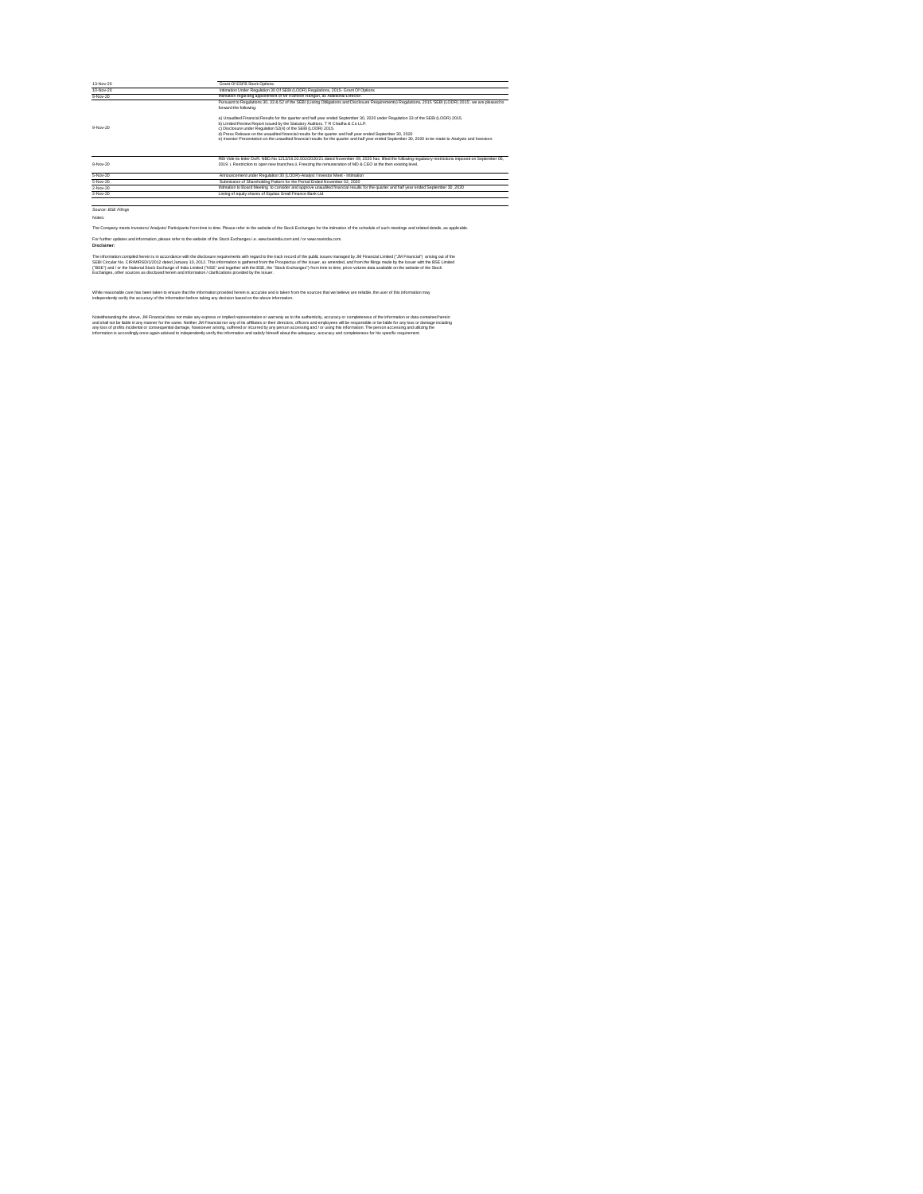| | |
|---|---|
| 13-Nov-20 | Grant Of ESPS Stock Options. |
| 10-Nov-20 | Intimation Under Regulation 30 Of SEBI (LODR) Regulations, 2015- Grant Of Options |
| 9-Nov-20 | Intimation regarding appointment of Mr Rajneesh Rangan, as Additional Director. |
| 9-Nov-20 | Pursuant to Regulations 30, 33 & 52 of the SEBI (Listing Obligations and Disclosure Requirements) Regulations, 2015 'SEBI (LODR) 2015', we are pleased to forward the following:<br><br>a) Unaudited Financial Results for the quarter and half year ended September 30, 2020 under Regulation 33 of the SEBI (LODR) 2015.<br>b) Limited Review Report issued by the Statutory Auditors T R Chadha & Co LLP.<br>c) Disclosure under Regulation 52(4) of the SEBI (LODR) 2015.<br>d) Press Release on the unaudited financial results for the quarter and half year ended September 30, 2020<br>e) Investor Presentation on the unaudited financial results for the quarter and half year ended September 30, 2020 to be made to Analysts and Investors |
| 9-Nov-20 | RBI Vide its letter DoR. NBD.No 1213/16.02.002/2020-21 dated November 09, 2020 has lifted the following regulatory restrictions imposed on September 06, 2019. i. Restriction to open new branches ii. Freezing the remuneration of MD & CEO at the then existing level. |
| 5-Nov-20 | Announcement under Regulation 30 (LODR)-Analyst / Investor Meet - Intimation |
| 5-Nov-20 | Submission of Shareholding Pattern for the Period Ended November 02, 2020 |
| 2-Nov-20 | Intimation to Board Meeting to consider and approve unaudited financial results for the quarter and half year ended September 30, 2020 |
| 2-Nov-20 | Listing of equity shares of Equitas Small Finance Bank Ltd |

*Source: BSE Filings*

Notes:

The Company meets Investors/ Analysts/ Participants from time to time. Please refer to the website of the Stock Exchanges for the intimation of the schedule of such meetings and related details, as applicable.

For further updates and information, please refer to the website of the Stock Exchanges i.e. www.bseindia.com and / or www.nseindia.com

**Disclaimer:**

The information compiled herein is in accordance with the disclosure requirements with regard to the track record of the public issues managed by JM Financial Limited ("JM Financial") arising out of the SEBI Circular No. CIR/MIRSD/1/2012 dated January 10, 2012. This information is gathered from the Prospectus of the Issuer, as amended, and from the filings made by the Issuer with the BSE Limited ("BSE") and / or the National Stock Exchange of India Limited ("NSE" and together with the BSE, the "Stock Exchanges") from time to time, price-volume data available on the website of the Stock Exchanges, other sources as disclosed herein and information / clarifications provided by the Issuer.

While reasonable care has been taken to ensure that the information provided herein is accurate and is taken from the sources that we believe are reliable, the user of this information may independently verify the accuracy of the information before taking any decision based on the above information.

Notwithstanding the above, JM Financial does not make any express or implied representation or warranty as to the authenticity, accuracy or completeness of the information or data contained herein and shall not be liable in any manner for the same. Neither JM Financial nor any of its affiliates or their directors, officers and employees will be responsible or be liable for any loss or damage including any loss of profits incidental or consequential damage, howsoever arising, suffered or incurred by any person accessing and / or using this information. The person accessing and utilizing the information is accordingly once again advised to independently verify the information and satisfy himself about the adequacy, accuracy and completeness for his specific requirement.